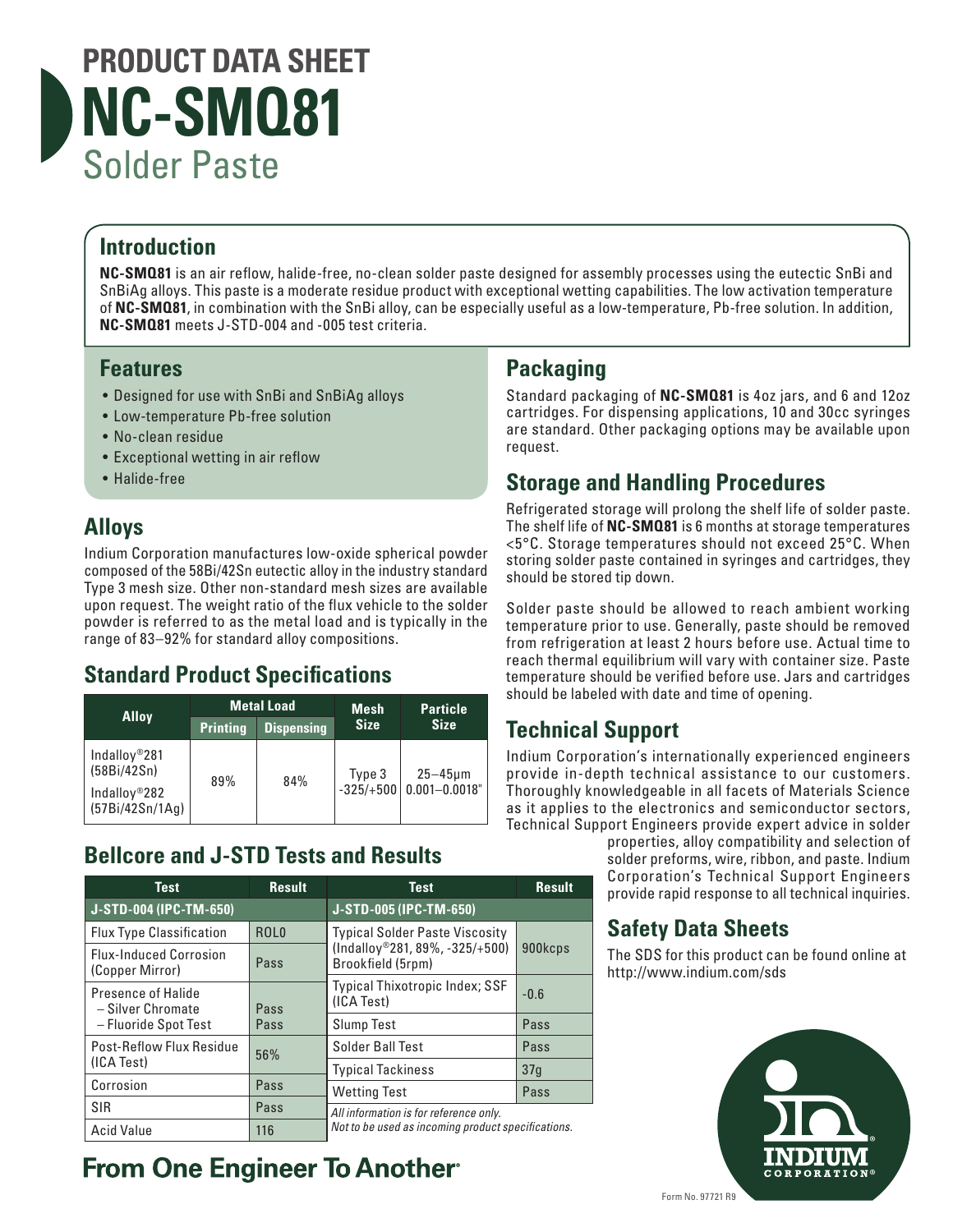# PRODUCT DATA SHEET
# NC-SMQ81
## Solder Paste

## Introduction

**NC-SMQ81** is an air reflow, halide-free, no-clean solder paste designed for assembly processes using the eutectic SnBi and SnBiAg alloys. This paste is a moderate residue product with exceptional wetting capabilities. The low activation temperature of **NC-SMQ81**, in combination with the SnBi alloy, can be especially useful as a low-temperature, Pb-free solution. In addition, **NC-SMQ81** meets J-STD-004 and -005 test criteria.

## Features

- Designed for use with SnBi and SnBiAg alloys
- Low-temperature Pb-free solution
- No-clean residue
- Exceptional wetting in air reflow
- Halide-free

## Alloys

Indium Corporation manufactures low-oxide spherical powder composed of the 58Bi/42Sn eutectic alloy in the industry standard Type 3 mesh size. Other non-standard mesh sizes are available upon request. The weight ratio of the flux vehicle to the solder powder is referred to as the metal load and is typically in the range of 83–92% for standard alloy compositions.

## Standard Product Specifications

| Alloy | Metal Load | | Mesh Size | Particle Size |
|---|---|---|---|---|
| | Printing | Dispensing | | |
| Indalloy®281 (58Bi/42Sn)<br>Indalloy®282 (57Bi/42Sn/1Ag) | 89% | 84% | Type 3<br>-325/+500 | 25–45µm<br>0.001–0.0018" |

## Bellcore and J-STD Tests and Results

| Test | Result |
|---|---|
| **J-STD-004 (IPC-TM-650)** | |
| Flux Type Classification | ROL0 |
| Flux-Induced Corrosion (Copper Mirror) | Pass |
| Presence of Halide<br>– Silver Chromate<br>– Fluoride Spot Test | <br>Pass<br>Pass |
| Post-Reflow Flux Residue (ICA Test) | 56% |
| Corrosion | Pass |
| SIR | Pass |
| Acid Value | 116 |

| Test | Result |
|---|---|
| **J-STD-005 (IPC-TM-650)** | |
| Typical Solder Paste Viscosity (Indalloy®281, 89%, -325/+500) Brookfield (5rpm) | 900kcps |
| Typical Thixotropic Index; SSF (ICA Test) | -0.6 |
| Slump Test | Pass |
| Solder Ball Test | Pass |
| Typical Tackiness | 37g |
| Wetting Test | Pass |

*All information is for reference only. Not to be used as incoming product specifications.*

## Packaging

Standard packaging of **NC-SMQ81** is 4oz jars, and 6 and 12oz cartridges. For dispensing applications, 10 and 30cc syringes are standard. Other packaging options may be available upon request.

## Storage and Handling Procedures

Refrigerated storage will prolong the shelf life of solder paste. The shelf life of **NC-SMQ81** is 6 months at storage temperatures <5°C. Storage temperatures should not exceed 25°C. When storing solder paste contained in syringes and cartridges, they should be stored tip down.

Solder paste should be allowed to reach ambient working temperature prior to use. Generally, paste should be removed from refrigeration at least 2 hours before use. Actual time to reach thermal equilibrium will vary with container size. Paste temperature should be verified before use. Jars and cartridges should be labeled with date and time of opening.

## Technical Support

Indium Corporation's internationally experienced engineers provide in-depth technical assistance to our customers. Thoroughly knowledgeable in all facets of Materials Science as it applies to the electronics and semiconductor sectors, Technical Support Engineers provide expert advice in solder properties, alloy compatibility and selection of solder preforms, wire, ribbon, and paste. Indium Corporation's Technical Support Engineers provide rapid response to all technical inquiries.

## Safety Data Sheets

The SDS for this product can be found online at http://www.indium.com/sds

**From One Engineer To Another®**

Form No. 97721 R9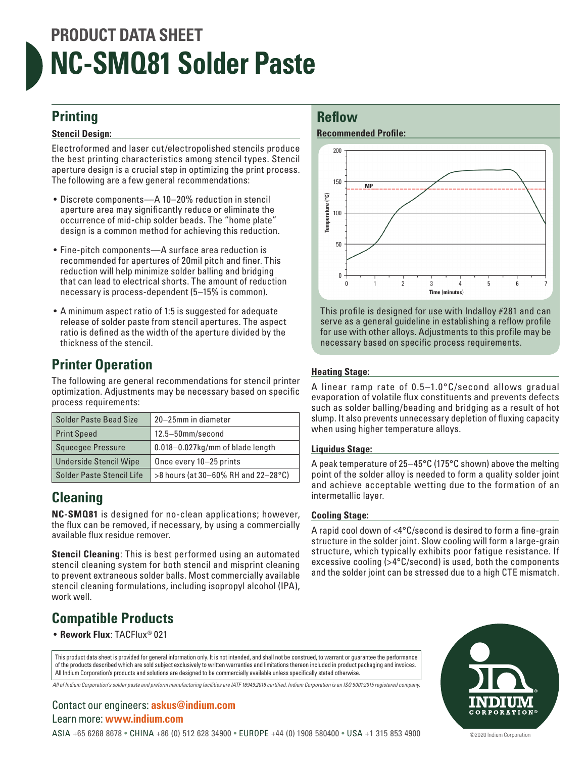# PRODUCT DATA SHEET
# NC-SMQ81 Solder Paste

## Printing

### Stencil Design:

Electroformed and laser cut/electropolished stencils produce the best printing characteristics among stencil types. Stencil aperture design is a crucial step in optimizing the print process. The following are a few general recommendations:

- Discrete components—A 10–20% reduction in stencil aperture area may significantly reduce or eliminate the occurrence of mid-chip solder beads. The "home plate" design is a common method for achieving this reduction.
- Fine-pitch components—A surface area reduction is recommended for apertures of 20mil pitch and finer. This reduction will help minimize solder balling and bridging that can lead to electrical shorts. The amount of reduction necessary is process-dependent (5–15% is common).
- A minimum aspect ratio of 1:5 is suggested for adequate release of solder paste from stencil apertures. The aspect ratio is defined as the width of the aperture divided by the thickness of the stencil.

## Printer Operation

The following are general recommendations for stencil printer optimization. Adjustments may be necessary based on specific process requirements:

| | |
|---|---|
| Solder Paste Bead Size | 20–25mm in diameter |
| Print Speed | 12.5–50mm/second |
| Squeegee Pressure | 0.018–0.027kg/mm of blade length |
| Underside Stencil Wipe | Once every 10–25 prints |
| Solder Paste Stencil Life | >8 hours (at 30–60% RH and 22–28°C) |

## Cleaning

**NC-SMQ81** is designed for no-clean applications; however, the flux can be removed, if necessary, by using a commercially available flux residue remover.

**Stencil Cleaning**: This is best performed using an automated stencil cleaning system for both stencil and misprint cleaning to prevent extraneous solder balls. Most commercially available stencil cleaning formulations, including isopropyl alcohol (IPA), work well.

## Compatible Products

- **Rework Flux**: TACFlux® 021

## Reflow

### Recommended Profile:

MP
Temperature (°C)
200
150
100
50
0
Time (minutes)
0 1 2 3 4 5 6 7

This profile is designed for use with Indalloy #281 and can serve as a general guideline in establishing a reflow profile for use with other alloys. Adjustments to this profile may be necessary based on specific process requirements.

### Heating Stage:

A linear ramp rate of 0.5–1.0°C/second allows gradual evaporation of volatile flux constituents and prevents defects such as solder balling/beading and bridging as a result of hot slump. It also prevents unnecessary depletion of fluxing capacity when using higher temperature alloys.

### Liquidus Stage:

A peak temperature of 25–45°C (175°C shown) above the melting point of the solder alloy is needed to form a quality solder joint and achieve acceptable wetting due to the formation of an intermetallic layer.

### Cooling Stage:

A rapid cool down of <4°C/second is desired to form a fine-grain structure in the solder joint. Slow cooling will form a large-grain structure, which typically exhibits poor fatigue resistance. If excessive cooling (>4°C/second) is used, both the components and the solder joint can be stressed due to a high CTE mismatch.

This product data sheet is provided for general information only. It is not intended, and shall not be construed, to warrant or guarantee the performance of the products described which are sold subject exclusively to written warranties and limitations thereon included in product packaging and invoices. All Indium Corporation's products and solutions are designed to be commercially available unless specifically stated otherwise.

*All of Indium Corporation's solder paste and preform manufacturing facilities are IATF 16949:2016 certified. Indium Corporation is an ISO 9001:2015 registered company.*

Contact our engineers: **askus@indium.com**
Learn more: **www.indium.com**

ASIA +65 6268 8678 • CHINA +86 (0) 512 628 34900 • EUROPE +44 (0) 1908 580400 • USA +1 315 853 4900

INDIUM CORPORATION®

©2020 Indium Corporation